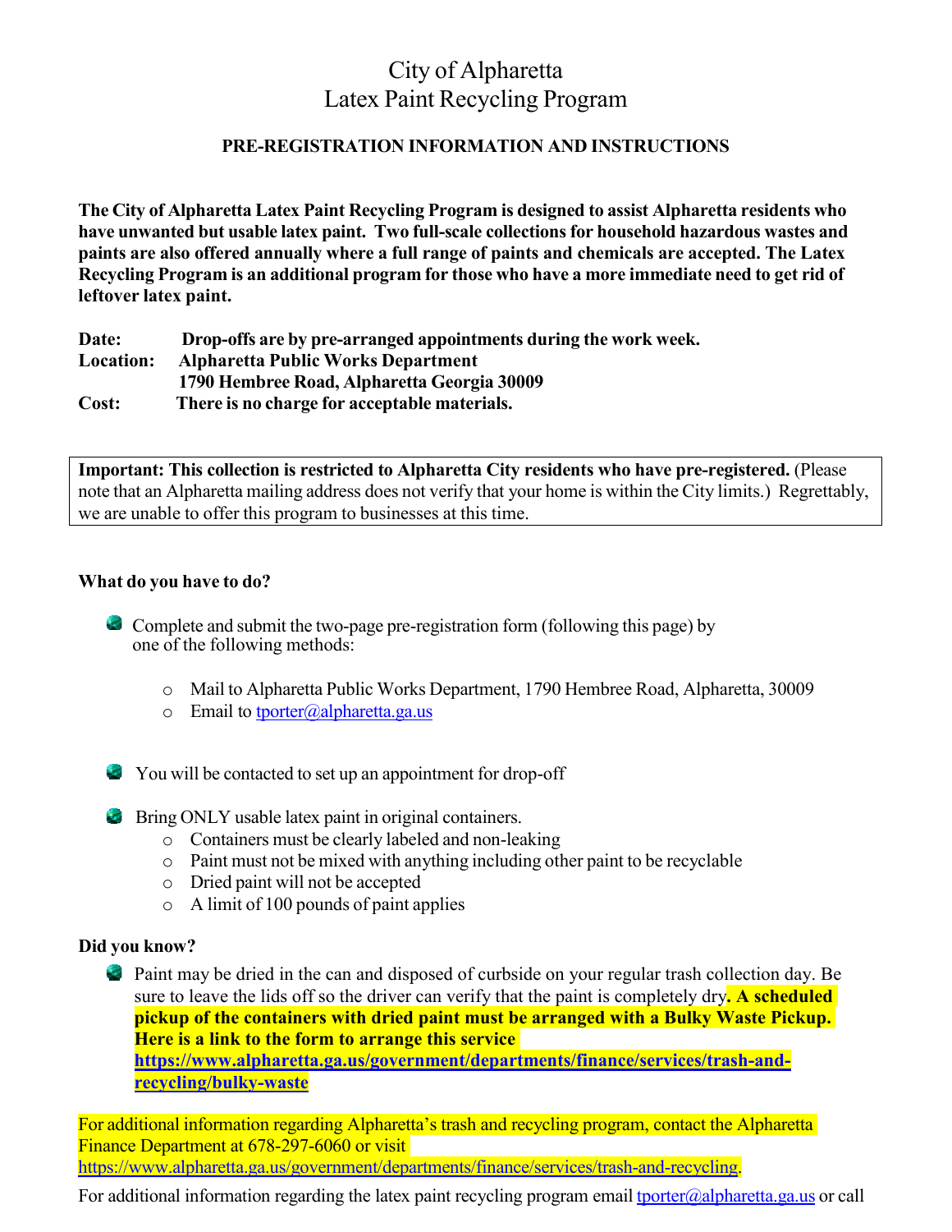# City of Alpharetta
# Latex Paint Recycling Program

## PRE-REGISTRATION INFORMATION AND INSTRUCTIONS

**The City of Alpharetta Latex Paint Recycling Program is designed to assist Alpharetta residents who have unwanted but usable latex paint. Two full-scale collections for household hazardous wastes and paints are also offered annually where a full range of paints and chemicals are accepted. The Latex Recycling Program is an additional program for those who have a more immediate need to get rid of leftover latex paint.**

**Date:** **Drop-offs are by pre-arranged appointments during the work week.**
**Location:** **Alpharetta Public Works Department**
**1790 Hembree Road, Alpharetta Georgia 30009**
**Cost:** **There is no charge for acceptable materials.**

**Important: This collection is restricted to Alpharetta City residents who have pre-registered.** (Please note that an Alpharetta mailing address does not verify that your home is within the City limits.) Regrettably, we are unable to offer this program to businesses at this time.

**What do you have to do?**

- Complete and submit the two-page pre-registration form (following this page) by one of the following methods:
  - Mail to Alpharetta Public Works Department, 1790 Hembree Road, Alpharetta, 30009
  - Email to tporter@alpharetta.ga.us

- You will be contacted to set up an appointment for drop-off

- Bring ONLY usable latex paint in original containers.
  - Containers must be clearly labeled and non-leaking
  - Paint must not be mixed with anything including other paint to be recyclable
  - Dried paint will not be accepted
  - A limit of 100 pounds of paint applies

**Did you know?**

- Paint may be dried in the can and disposed of curbside on your regular trash collection day. Be sure to leave the lids off so the driver can verify that the paint is completely dry**. A scheduled pickup of the containers with dried paint must be arranged with a Bulky Waste Pickup. Here is a link to the form to arrange this service https://www.alpharetta.ga.us/government/departments/finance/services/trash-and-recycling/bulky-waste**

For additional information regarding Alpharetta's trash and recycling program, contact the Alpharetta Finance Department at 678-297-6060 or visit https://www.alpharetta.ga.us/government/departments/finance/services/trash-and-recycling.

For additional information regarding the latex paint recycling program email tporter@alpharetta.ga.us or call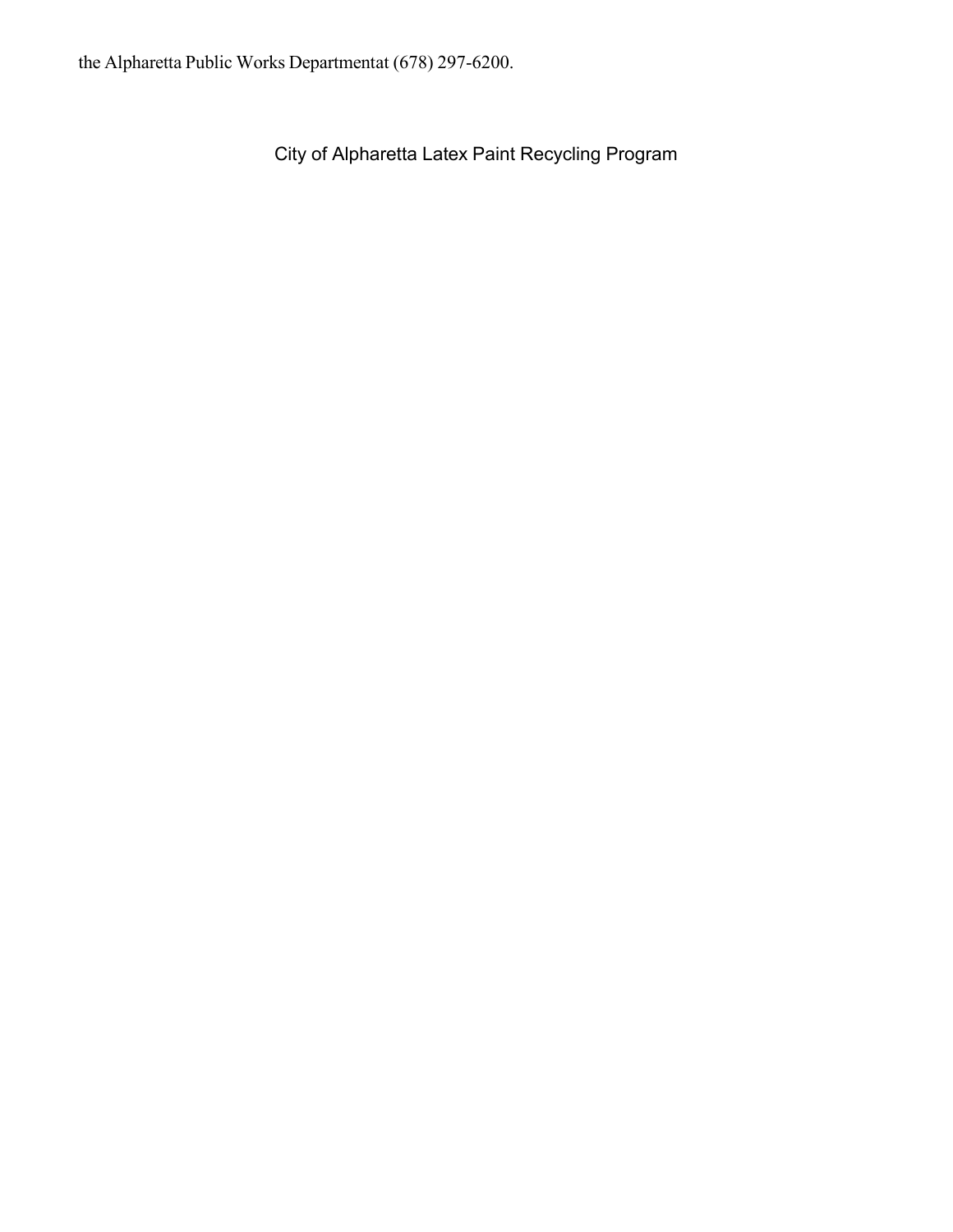the Alpharetta Public Works Departmentat (678) 297-6200.

City of Alpharetta Latex Paint Recycling Program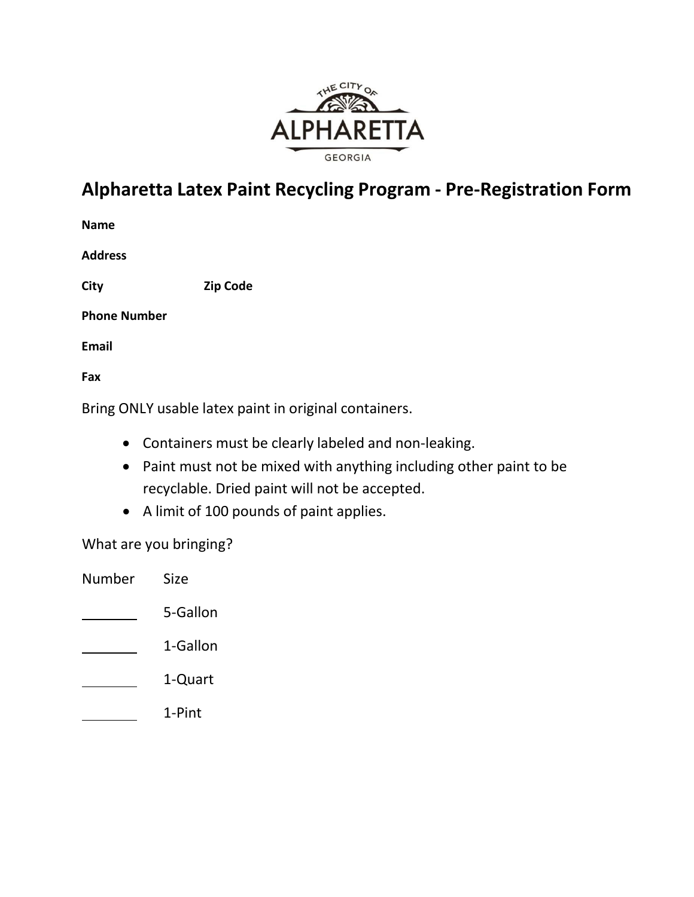THE CITY OF

ALPHARETTA

GEORGIA

# Alpharetta Latex Paint Recycling Program - Pre-Registration Form

**Name**

**Address**

**City** **Zip Code**

**Phone Number**

**Email**

**Fax**

Bring ONLY usable latex paint in original containers.

- Containers must be clearly labeled and non-leaking.
- Paint must not be mixed with anything including other paint to be recyclable. Dried paint will not be accepted.
- A limit of 100 pounds of paint applies.

What are you bringing?

| Number | Size |
|---|---|
| _______ | 5-Gallon |
| _______ | 1-Gallon |
| _______ | 1-Quart |
| _______ | 1-Pint |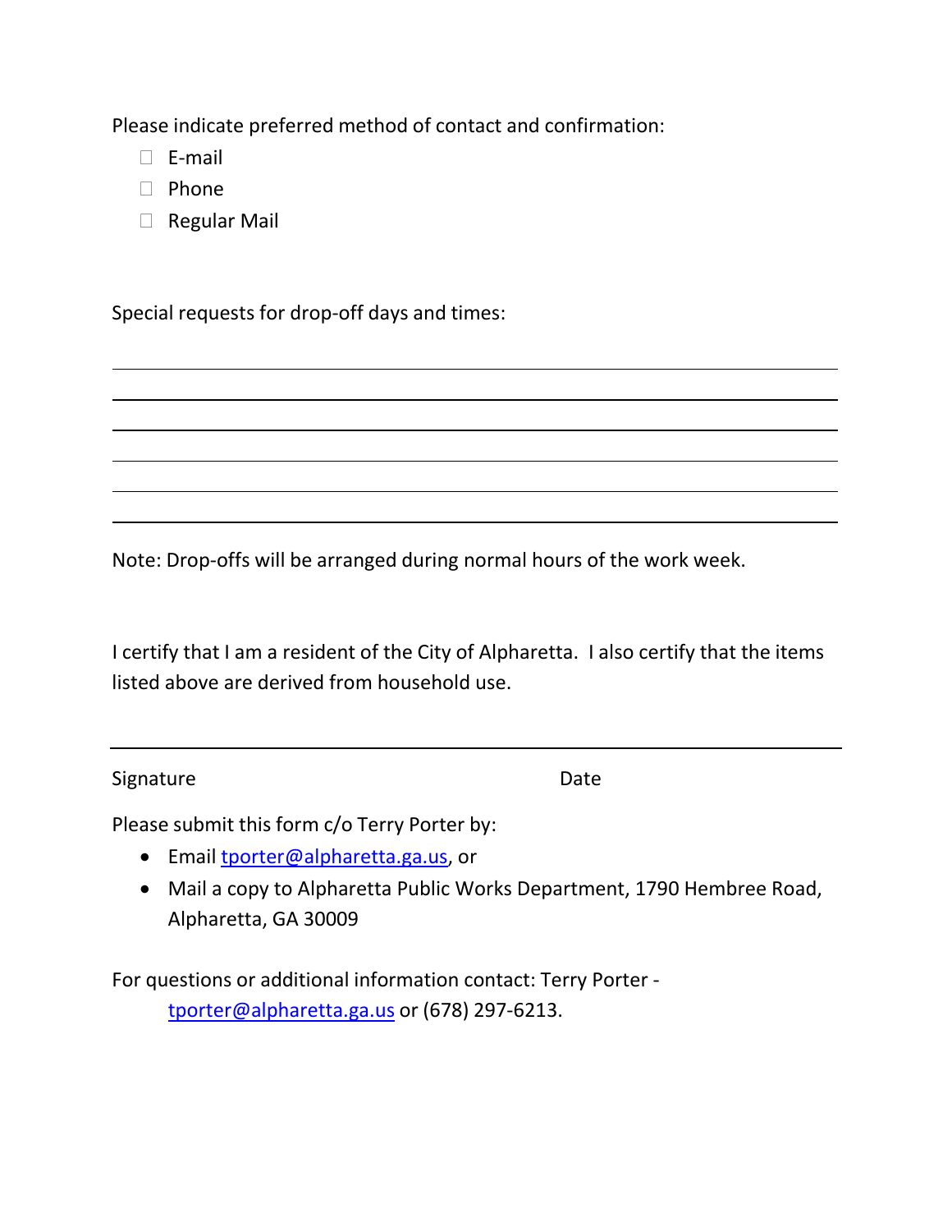Please indicate preferred method of contact and confirmation:

- ☐ E-mail
- ☐ Phone
- ☐ Regular Mail

Special requests for drop-off days and times:

______________________________________________________________________

______________________________________________________________________

______________________________________________________________________

______________________________________________________________________

______________________________________________________________________

______________________________________________________________________

Note: Drop-offs will be arranged during normal hours of the work week.

I certify that I am a resident of the City of Alpharetta. I also certify that the items listed above are derived from household use.

______________________________________________________________________

Signature                                                            Date

Please submit this form c/o Terry Porter by:

- Email tporter@alpharetta.ga.us, or
- Mail a copy to Alpharetta Public Works Department, 1790 Hembree Road, Alpharetta, GA 30009

For questions or additional information contact: Terry Porter - tporter@alpharetta.ga.us or (678) 297-6213.